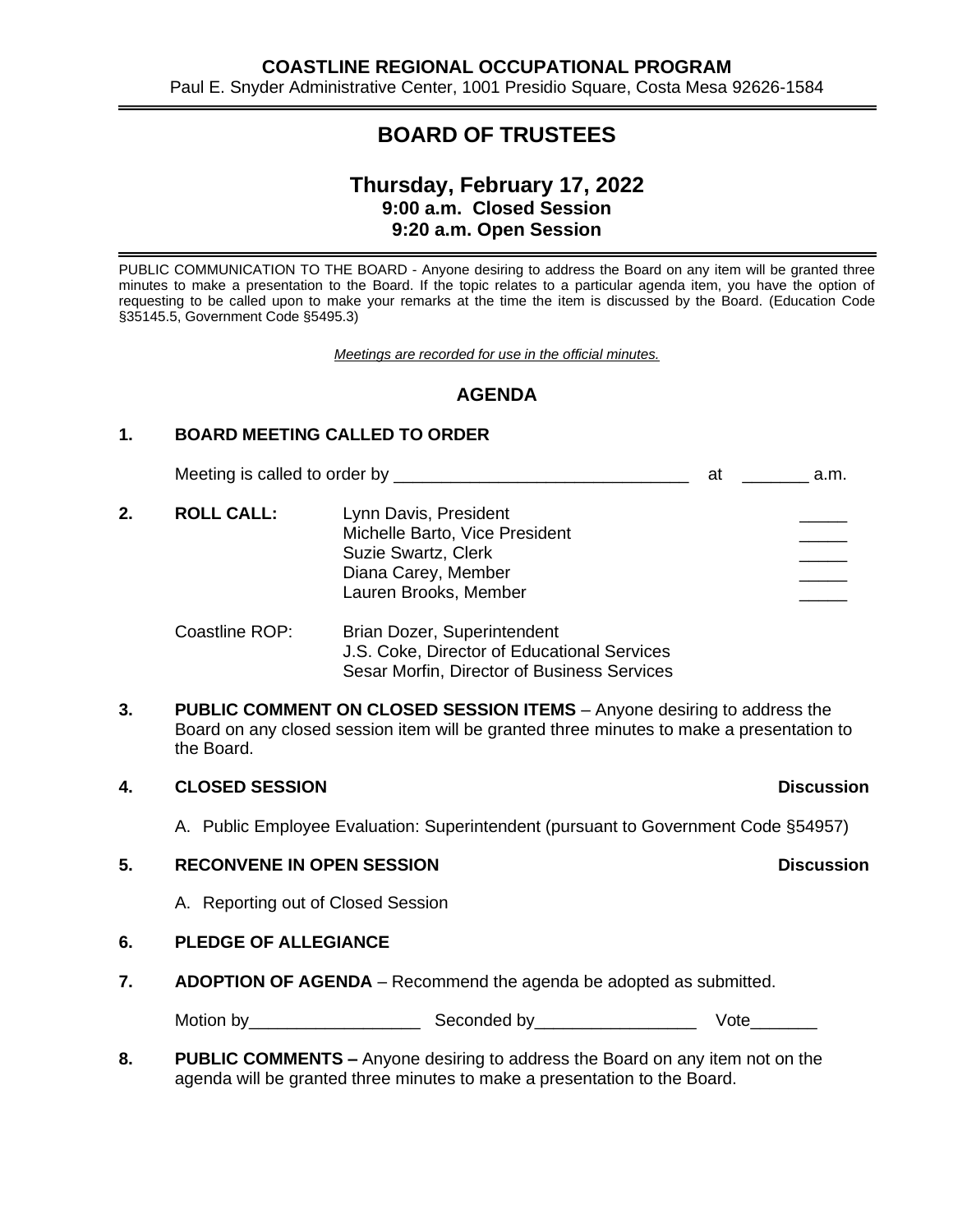**COASTLINE REGIONAL OCCUPATIONAL PROGRAM**
Paul E. Snyder Administrative Center, 1001 Presidio Square, Costa Mesa 92626-1584

# BOARD OF TRUSTEES

## Thursday, February 17, 2022
**9:00 a.m. Closed Session**
**9:20 a.m. Open Session**

PUBLIC COMMUNICATION TO THE BOARD - Anyone desiring to address the Board on any item will be granted three minutes to make a presentation to the Board. If the topic relates to a particular agenda item, you have the option of requesting to be called upon to make your remarks at the time the item is discussed by the Board. (Education Code §35145.5, Government Code §5495.3)

*Meetings are recorded for use in the official minutes.*

## AGENDA

**1. BOARD MEETING CALLED TO ORDER**

Meeting is called to order by _______________________________ at _______ a.m.

**2. ROLL CALL:**

Lynn Davis, President _____
Michelle Barto, Vice President _____
Suzie Swartz, Clerk _____
Diana Carey, Member _____
Lauren Brooks, Member _____

Coastline ROP:
Brian Dozer, Superintendent
J.S. Coke, Director of Educational Services
Sesar Morfin, Director of Business Services

**3. PUBLIC COMMENT ON CLOSED SESSION ITEMS** – Anyone desiring to address the Board on any closed session item will be granted three minutes to make a presentation to the Board.

**4. CLOSED SESSION** — **Discussion**

A. Public Employee Evaluation: Superintendent (pursuant to Government Code §54957)

**5. RECONVENE IN OPEN SESSION** — **Discussion**

A. Reporting out of Closed Session

**6. PLEDGE OF ALLEGIANCE**

**7. ADOPTION OF AGENDA** – Recommend the agenda be adopted as submitted.

Motion by__________________ Seconded by_________________ Vote_______

**8. PUBLIC COMMENTS –** Anyone desiring to address the Board on any item not on the agenda will be granted three minutes to make a presentation to the Board.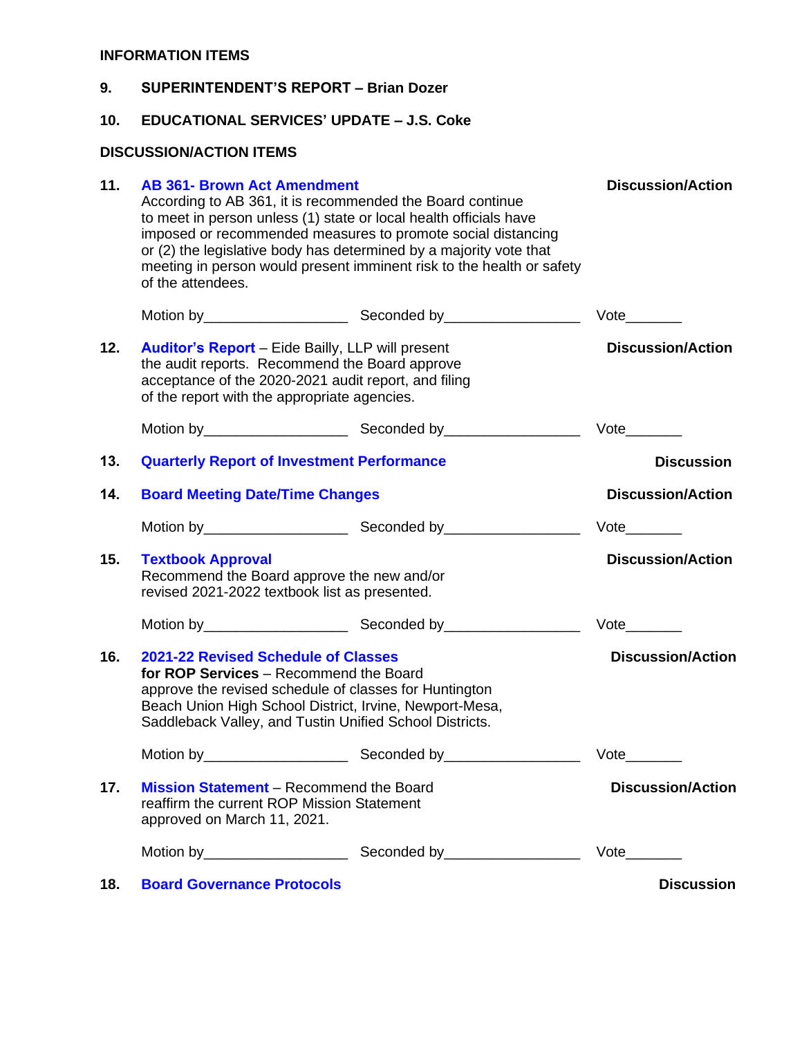## INFORMATION ITEMS

**9. SUPERINTENDENT'S REPORT – Brian Dozer**

**10. EDUCATIONAL SERVICES' UPDATE – J.S. Coke**

## DISCUSSION/ACTION ITEMS

**11. AB 361- Brown Act Amendment** — **Discussion/Action**

According to AB 361, it is recommended the Board continue to meet in person unless (1) state or local health officials have imposed or recommended measures to promote social distancing or (2) the legislative body has determined by a majority vote that meeting in person would present imminent risk to the health or safety of the attendees.

Motion by__________________ Seconded by_________________ Vote_______

**12. Auditor's Report** – Eide Bailly, LLP will present the audit reports. Recommend the Board approve acceptance of the 2020-2021 audit report, and filing of the report with the appropriate agencies. — **Discussion/Action**

Motion by__________________ Seconded by_________________ Vote_______

**13. Quarterly Report of Investment Performance** — **Discussion**

**14. Board Meeting Date/Time Changes** — **Discussion/Action**

Motion by__________________ Seconded by_________________ Vote_______

**15. Textbook Approval** — **Discussion/Action**

Recommend the Board approve the new and/or revised 2021-2022 textbook list as presented.

Motion by__________________ Seconded by_________________ Vote_______

**16. 2021-22 Revised Schedule of Classes for ROP Services** – Recommend the Board approve the revised schedule of classes for Huntington Beach Union High School District, Irvine, Newport-Mesa, Saddleback Valley, and Tustin Unified School Districts. — **Discussion/Action**

Motion by__________________ Seconded by_________________ Vote_______

**17. Mission Statement** – Recommend the Board reaffirm the current ROP Mission Statement approved on March 11, 2021. — **Discussion/Action**

Motion by__________________ Seconded by_________________ Vote_______

**18. Board Governance Protocols** — **Discussion**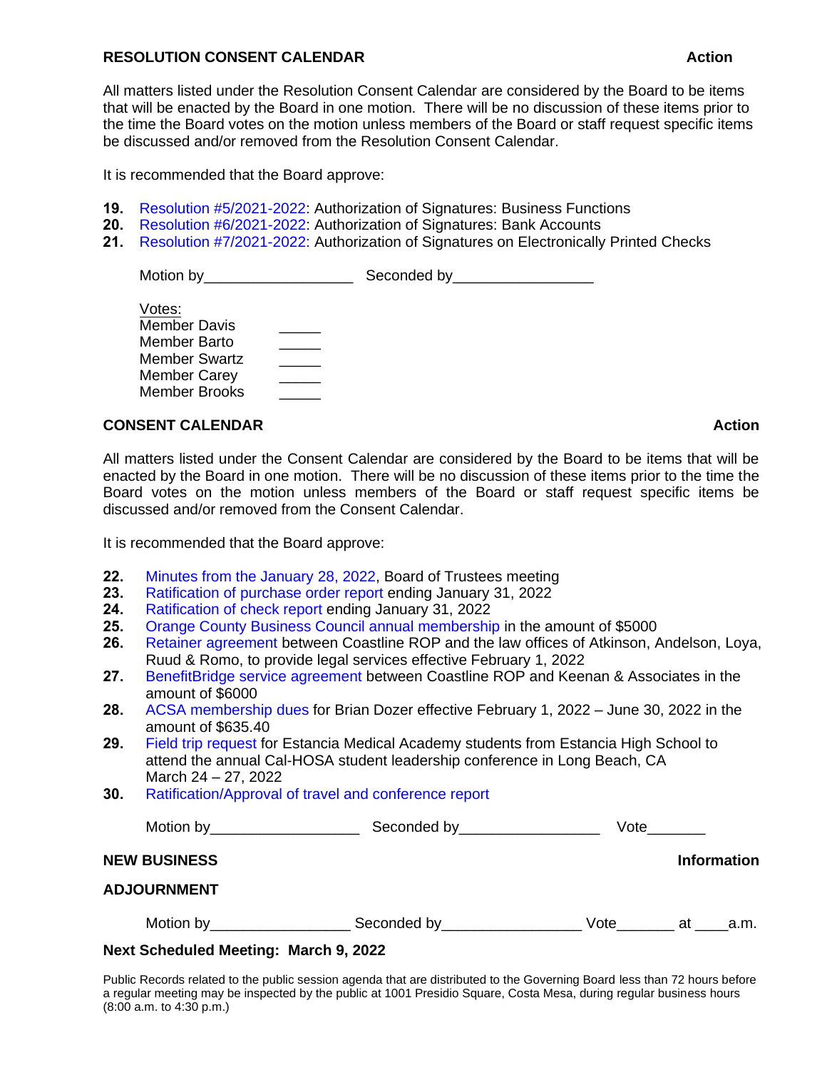**RESOLUTION CONSENT CALENDAR** **Action**

All matters listed under the Resolution Consent Calendar are considered by the Board to be items that will be enacted by the Board in one motion. There will be no discussion of these items prior to the time the Board votes on the motion unless members of the Board or staff request specific items be discussed and/or removed from the Resolution Consent Calendar.

It is recommended that the Board approve:

**19.** Resolution #5/2021-2022: Authorization of Signatures: Business Functions
**20.** Resolution #6/2021-2022: Authorization of Signatures: Bank Accounts
**21.** Resolution #7/2021-2022: Authorization of Signatures on Electronically Printed Checks

Motion by__________________ Seconded by_________________

Votes:
Member Davis _____
Member Barto _____
Member Swartz _____
Member Carey _____
Member Brooks _____

**CONSENT CALENDAR** **Action**

All matters listed under the Consent Calendar are considered by the Board to be items that will be enacted by the Board in one motion. There will be no discussion of these items prior to the time the Board votes on the motion unless members of the Board or staff request specific items be discussed and/or removed from the Consent Calendar.

It is recommended that the Board approve:

**22.** Minutes from the January 28, 2022, Board of Trustees meeting
**23.** Ratification of purchase order report ending January 31, 2022
**24.** Ratification of check report ending January 31, 2022
**25.** Orange County Business Council annual membership in the amount of $5000
**26.** Retainer agreement between Coastline ROP and the law offices of Atkinson, Andelson, Loya, Ruud & Romo, to provide legal services effective February 1, 2022
**27.** BenefitBridge service agreement between Coastline ROP and Keenan & Associates in the amount of $6000
**28.** ACSA membership dues for Brian Dozer effective February 1, 2022 – June 30, 2022 in the amount of $635.40
**29.** Field trip request for Estancia Medical Academy students from Estancia High School to attend the annual Cal-HOSA student leadership conference in Long Beach, CA March 24 – 27, 2022
**30.** Ratification/Approval of travel and conference report

Motion by__________________ Seconded by_________________ Vote_______

**NEW BUSINESS** **Information**

**ADJOURNMENT**

Motion by_________________ Seconded by_________________ Vote_______ at ____a.m.

**Next Scheduled Meeting: March 9, 2022**

Public Records related to the public session agenda that are distributed to the Governing Board less than 72 hours before a regular meeting may be inspected by the public at 1001 Presidio Square, Costa Mesa, during regular business hours (8:00 a.m. to 4:30 p.m.)